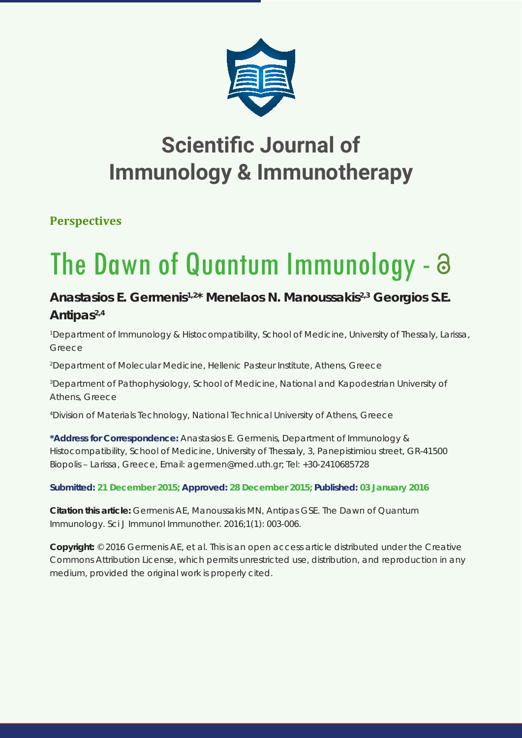# Scientific Journal of Immunology & Immunotherapy

**Perspectives**

# The Dawn of Quantum Immunology

## Anastasios E. Germenis[1,2]* Menelaos N. Manoussakis[2,3] Georgios S.E. Antipas[2,4]

[1]Department of Immunology & Histocompatibility, School of Medicine, University of Thessaly, Larissa, Greece

[2]Department of Molecular Medicine, Hellenic Pasteur Institute, Athens, Greece

[3]Department of Pathophysiology, School of Medicine, National and Kapodestrian University of Athens, Greece

[4]Division of Materials Technology, National Technical University of Athens, Greece

**\*Address for Correspondence:** Anastasios E. Germenis, Department of Immunology & Histocompatibility, School of Medicine, University of Thessaly, 3, Panepistimiou street, GR-41500 Biopolis – Larissa, Greece, Email: agermen@med.uth.gr; Tel: +30-2410685728

**Submitted: 21 December 2015; Approved: 28 December 2015; Published: 03 January 2016**

**Citation this article:** Germenis AE, Manoussakis MN, Antipas GSE. The Dawn of Quantum Immunology. Sci J Immunol Immunother. 2016;1(1): 003-006.

**Copyright:** © 2016 Germenis AE, et al. This is an open access article distributed under the Creative Commons Attribution License, which permits unrestricted use, distribution, and reproduction in any medium, provided the original work is properly cited.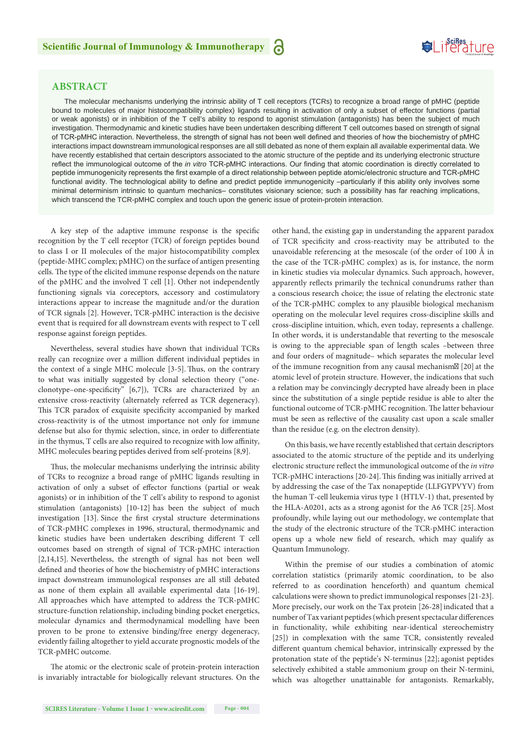## ABSTRACT

The molecular mechanisms underlying the intrinsic ability of T cell receptors (TCRs) to recognize a broad range of pMHC (peptide bound to molecules of major histocompatibility complex) ligands resulting in activation of only a subset of effector functions (partial or weak agonists) or in inhibition of the T cell's ability to respond to agonist stimulation (antagonists) has been the subject of much investigation. Thermodynamic and kinetic studies have been undertaken describing different T cell outcomes based on strength of signal of TCR-pMHC interaction. Nevertheless, the strength of signal has not been well defined and theories of how the biochemistry of pMHC interactions impact downstream immunological responses are all still debated as none of them explain all available experimental data. We have recently established that certain descriptors associated to the atomic structure of the peptide and its underlying electronic structure reflect the immunological outcome of the *in vitro* TCR-pMHC interactions. Our finding that atomic coordination is directly correlated to peptide immunogenicity represents the first example of a direct relationship between peptide atomic/electronic structure and TCR-pMHC functional avidity. The technological ability to define and predict peptide immunogenicity –particularly if this ability only involves some minimal determinism intrinsic to quantum mechanics– constitutes visionary science; such a possibility has far reaching implications, which transcend the TCR-pMHC complex and touch upon the generic issue of protein-protein interaction.

A key step of the adaptive immune response is the specific recognition by the T cell receptor (TCR) of foreign peptides bound to class I or II molecules of the major histocompatibility complex (peptide-MHC complex; pMHC) on the surface of antigen presenting cells. The type of the elicited immune response depends on the nature of the pMHC and the involved T cell [1]. Other not independently functioning signals via coreceptors, accessory and costimulatory interactions appear to increase the magnitude and/or the duration of TCR signals [2]. However, TCR-pMHC interaction is the decisive event that is required for all downstream events with respect to T cell response against foreign peptides.

Nevertheless, several studies have shown that individual TCRs really can recognize over a million different individual peptides in the context of a single MHC molecule [3-5]. Thus, on the contrary to what was initially suggested by clonal selection theory ("one-clonotype–one-specificity" [6,7]), TCRs are characterized by an extensive cross-reactivity (alternately referred as TCR degeneracy). This TCR paradox of exquisite specificity accompanied by marked cross-reactivity is of the utmost importance not only for immune defense but also for thymic selection, since, in order to differentiate in the thymus, T cells are also required to recognize with low affinity, MHC molecules bearing peptides derived from self-proteins [8,9].

Thus, the molecular mechanisms underlying the intrinsic ability of TCRs to recognize a broad range of pMHC ligands resulting in activation of only a subset of effector functions (partial or weak agonists) or in inhibition of the T cell's ability to respond to agonist stimulation (antagonists) [10-12] has been the subject of much investigation [13]. Since the first crystal structure determinations of TCR-pMHC complexes in 1996, structural, thermodynamic and kinetic studies have been undertaken describing different T cell outcomes based on strength of signal of TCR-pMHC interaction [2,14,15]. Nevertheless, the strength of signal has not been well defined and theories of how the biochemistry of pMHC interactions impact downstream immunological responses are all still debated as none of them explain all available experimental data [16-19]. All approaches which have attempted to address the TCR-pMHC structure-function relationship, including binding pocket energetics, molecular dynamics and thermodynamical modelling have been proven to be prone to extensive binding/free energy degeneracy, evidently failing altogether to yield accurate prognostic models of the TCR-pMHC outcome.

The atomic or the electronic scale of protein-protein interaction is invariably intractable for biologically relevant structures. On the other hand, the existing gap in understanding the apparent paradox of TCR specificity and cross-reactivity may be attributed to the unavoidable referencing at the mesoscale (of the order of 100 Å in the case of the TCR-pMHC complex) as is, for instance, the norm in kinetic studies via molecular dynamics. Such approach, however, apparently reflects primarily the technical conundrums rather than a conscious research choice; the issue of relating the electronic state of the TCR-pMHC complex to any plausible biological mechanism operating on the molecular level requires cross-discipline skills and cross-discipline intuition, which, even today, represents a challenge. In other words, it is understandable that reverting to the mesoscale is owing to the appreciable span of length scales –between three and four orders of magnitude– which separates the molecular level of the immune recognition from any causal mechanism [20] at the atomic level of protein structure. However, the indications that such a relation may be convincingly decrypted have already been in place since the substitution of a single peptide residue is able to alter the functional outcome of TCR-pMHC recognition. The latter behaviour must be seen as reflective of the causality cast upon a scale smaller than the residue (e.g. on the electron density).

On this basis, we have recently established that certain descriptors associated to the atomic structure of the peptide and its underlying electronic structure reflect the immunological outcome of the *in vitro* TCR-pMHC interactions [20-24]. This finding was initially arrived at by addressing the case of the Tax nonapeptide (LLFGYPVYV) from the human T-cell leukemia virus type 1 (HTLV-1) that, presented by the HLA-A0201, acts as a strong agonist for the A6 TCR [25]. Most profoundly, while laying out our methodology, we contemplate that the study of the electronic structure of the TCR-pMHC interaction opens up a whole new field of research, which may qualify as Quantum Immunology.

Within the premise of our studies a combination of atomic correlation statistics (primarily atomic coordination, to be also referred to as coordination henceforth) and quantum chemical calculations were shown to predict immunological responses [21-23]. More precisely, our work on the Tax protein [26-28] indicated that a number of Tax variant peptides (which present spectacular differences in functionality, while exhibiting near-identical stereochemistry [25]) in complexation with the same TCR, consistently revealed different quantum chemical behavior, intrinsically expressed by the protonation state of the peptide's N-terminus [22]; agonist peptides selectively exhibited a stable ammonium group on their N-termini, which was altogether unattainable for antagonists. Remarkably,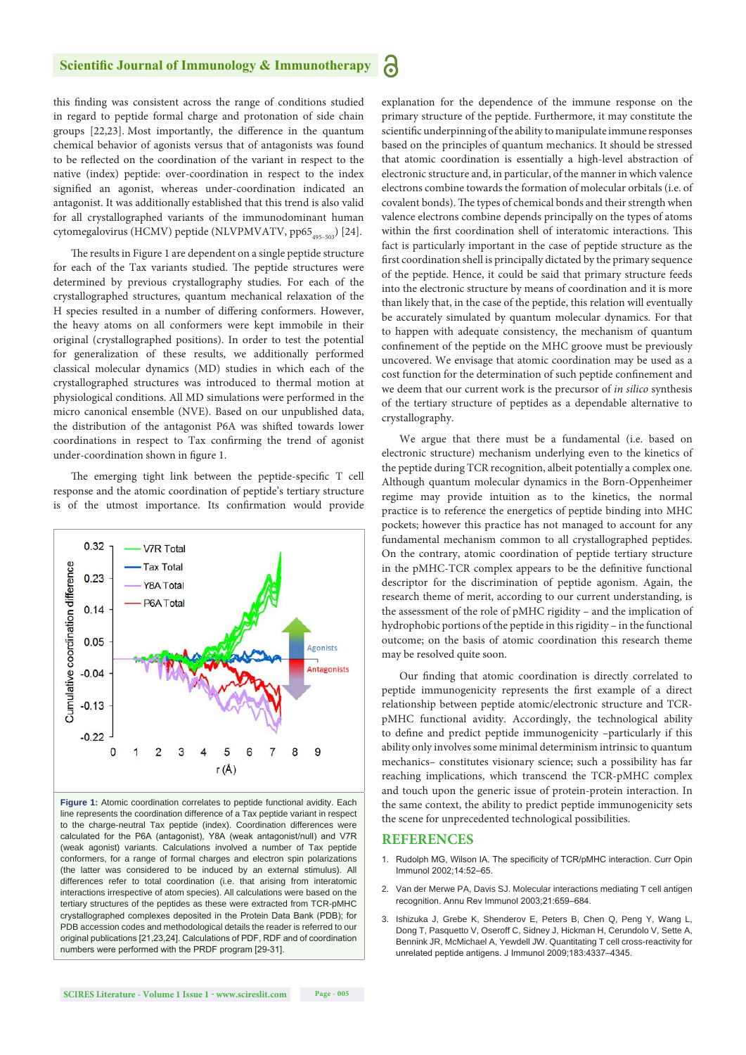this finding was consistent across the range of conditions studied in regard to peptide formal charge and protonation of side chain groups [22,23]. Most importantly, the difference in the quantum chemical behavior of agonists versus that of antagonists was found to be reflected on the coordination of the variant in respect to the native (index) peptide: over-coordination in respect to the index signified an agonist, whereas under-coordination indicated an antagonist. It was additionally established that this trend is also valid for all crystallographed variants of the immunodominant human cytomegalovirus (HCMV) peptide (NLVPMVATV, pp65$_{495-503}$) [24].

The results in Figure 1 are dependent on a single peptide structure for each of the Tax variants studied. The peptide structures were determined by previous crystallography studies. For each of the crystallographed structures, quantum mechanical relaxation of the H species resulted in a number of differing conformers. However, the heavy atoms on all conformers were kept immobile in their original (crystallographed positions). In order to test the potential for generalization of these results, we additionally performed classical molecular dynamics (MD) studies in which each of the crystallographed structures was introduced to thermal motion at physiological conditions. All MD simulations were performed in the micro canonical ensemble (NVE). Based on our unpublished data, the distribution of the antagonist P6A was shifted towards lower coordinations in respect to Tax confirming the trend of agonist under-coordination shown in figure 1.

The emerging tight link between the peptide-specific T cell response and the atomic coordination of peptide's tertiary structure is of the utmost importance. Its confirmation would provide explanation for the dependence of the immune response on the primary structure of the peptide. Furthermore, it may constitute the scientific underpinning of the ability to manipulate immune responses based on the principles of quantum mechanics. It should be stressed that atomic coordination is essentially a high-level abstraction of electronic structure and, in particular, of the manner in which valence electrons combine towards the formation of molecular orbitals (i.e. of covalent bonds). The types of chemical bonds and their strength when valence electrons combine depends principally on the types of atoms within the first coordination shell of interatomic interactions. This fact is particularly important in the case of peptide structure as the first coordination shell is principally dictated by the primary sequence of the peptide. Hence, it could be said that primary structure feeds into the electronic structure by means of coordination and it is more than likely that, in the case of the peptide, this relation will eventually be accurately simulated by quantum molecular dynamics. For that to happen with adequate consistency, the mechanism of quantum confinement of the peptide on the MHC groove must be previously uncovered. We envisage that atomic coordination may be used as a cost function for the determination of such peptide confinement and we deem that our current work is the precursor of *in silico* synthesis of the tertiary structure of peptides as a dependable alternative to crystallography.

We argue that there must be a fundamental (i.e. based on electronic structure) mechanism underlying even to the kinetics of the peptide during TCR recognition, albeit potentially a complex one. Although quantum molecular dynamics in the Born-Oppenheimer regime may provide intuition as to the kinetics, the normal practice is to reference the energetics of peptide binding into MHC pockets; however this practice has not managed to account for any fundamental mechanism common to all crystallographed peptides. On the contrary, atomic coordination of peptide tertiary structure in the pMHC-TCR complex appears to be the definitive functional descriptor for the discrimination of peptide agonism. Again, the research theme of merit, according to our current understanding, is the assessment of the role of pMHC rigidity – and the implication of hydrophobic portions of the peptide in this rigidity – in the functional outcome; on the basis of atomic coordination this research theme may be resolved quite soon.

Our finding that atomic coordination is directly correlated to peptide immunogenicity represents the first example of a direct relationship between peptide atomic/electronic structure and TCR-pMHC functional avidity. Accordingly, the technological ability to define and predict peptide immunogenicity –particularly if this ability only involves some minimal determinism intrinsic to quantum mechanics– constitutes visionary science; such a possibility has far reaching implications, which transcend the TCR-pMHC complex and touch upon the generic issue of protein-protein interaction. In the same context, the ability to predict peptide immunogenicity sets the scene for unprecedented technological possibilities.

**Figure 1:** Atomic coordination correlates to peptide functional avidity. Each line represents the coordination difference of a Tax peptide variant in respect to the charge-neutral Tax peptide (index). Coordination differences were calculated for the P6A (antagonist), Y8A (weak antagonist/null) and V7R (weak agonist) variants. Calculations involved a number of Tax peptide conformers, for a range of formal charges and electron spin polarizations (the latter was considered to be induced by an external stimulus). All differences refer to total coordination (i.e. that arising from interatomic interactions irrespective of atom species). All calculations were based on the tertiary structures of the peptides as these were extracted from TCR-pMHC crystallographed complexes deposited in the Protein Data Bank (PDB); for PDB accession codes and methodological details the reader is referred to our original publications [21,23,24]. Calculations of PDF, RDF and of coordination numbers were performed with the PRDF program [29-31].

## REFERENCES

1. Rudolph MG, Wilson IA. The specificity of TCR/pMHC interaction. Curr Opin Immunol 2002;14:52–65.
2. Van der Merwe PA, Davis SJ. Molecular interactions mediating T cell antigen recognition. Annu Rev Immunol 2003;21:659–684.
3. Ishizuka J, Grebe K, Shenderov E, Peters B, Chen Q, Peng Y, Wang L, Dong T, Pasquetto V, Oseroff C, Sidney J, Hickman H, Cerundolo V, Sette A, Bennink JR, McMichael A, Yewdell JW. Quantitating T cell cross-reactivity for unrelated peptide antigens. J Immunol 2009;183:4337–4345.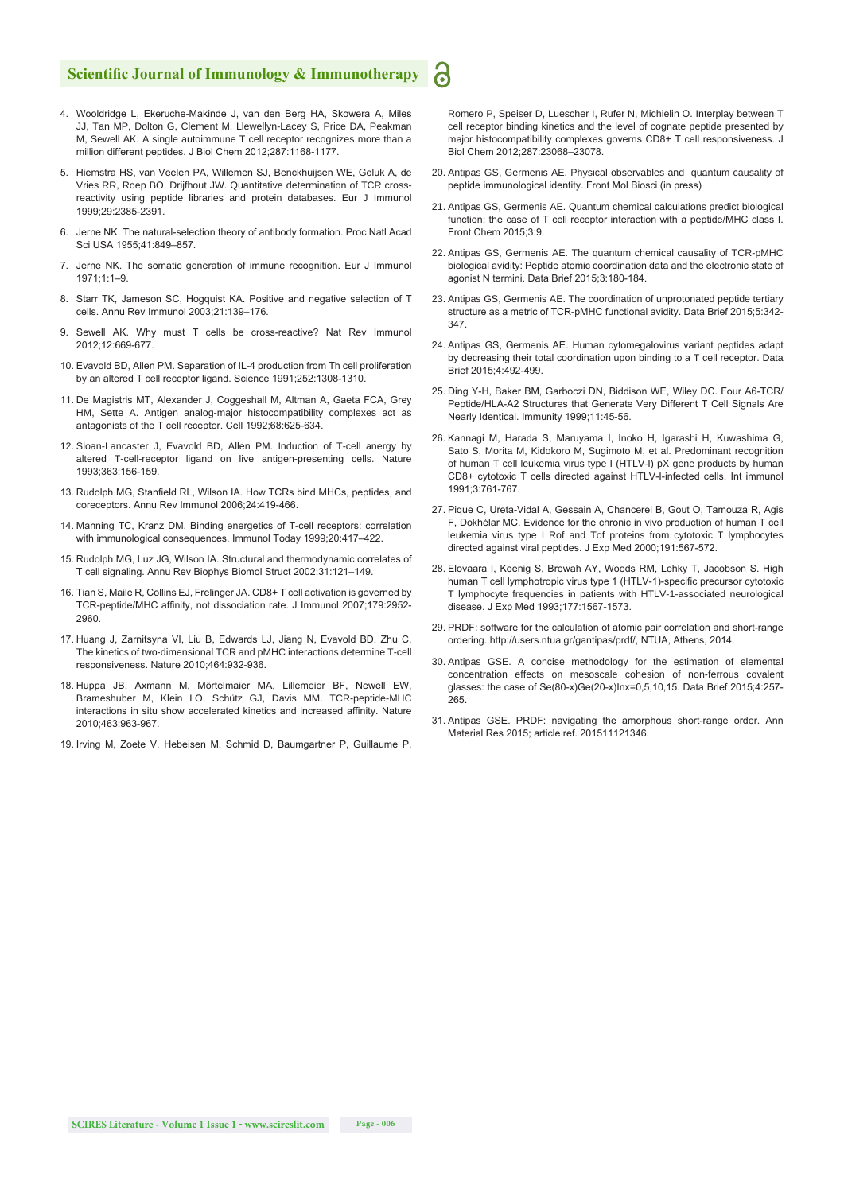4. Wooldridge L, Ekeruche-Makinde J, van den Berg HA, Skowera A, Miles JJ, Tan MP, Dolton G, Clement M, Llewellyn-Lacey S, Price DA, Peakman M, Sewell AK. A single autoimmune T cell receptor recognizes more than a million different peptides. J Biol Chem 2012;287:1168-1177.

5. Hiemstra HS, van Veelen PA, Willemen SJ, Benckhuijsen WE, Geluk A, de Vries RR, Roep BO, Drijfhout JW. Quantitative determination of TCR cross-reactivity using peptide libraries and protein databases. Eur J Immunol 1999;29:2385-2391.

6. Jerne NK. The natural-selection theory of antibody formation. Proc Natl Acad Sci USA 1955;41:849–857.

7. Jerne NK. The somatic generation of immune recognition. Eur J Immunol 1971;1:1–9.

8. Starr TK, Jameson SC, Hogquist KA. Positive and negative selection of T cells. Annu Rev Immunol 2003;21:139–176.

9. Sewell AK. Why must T cells be cross-reactive? Nat Rev Immunol 2012;12:669-677.

10. Evavold BD, Allen PM. Separation of IL-4 production from Th cell proliferation by an altered T cell receptor ligand. Science 1991;252:1308-1310.

11. De Magistris MT, Alexander J, Coggeshall M, Altman A, Gaeta FCA, Grey HM, Sette A. Antigen analog-major histocompatibility complexes act as antagonists of the T cell receptor. Cell 1992;68:625-634.

12. Sloan-Lancaster J, Evavold BD, Allen PM. Induction of T-cell anergy by altered T-cell-receptor ligand on live antigen-presenting cells. Nature 1993;363:156-159.

13. Rudolph MG, Stanfield RL, Wilson IA. How TCRs bind MHCs, peptides, and coreceptors. Annu Rev Immunol 2006;24:419-466.

14. Manning TC, Kranz DM. Binding energetics of T-cell receptors: correlation with immunological consequences. Immunol Today 1999;20:417–422.

15. Rudolph MG, Luz JG, Wilson IA. Structural and thermodynamic correlates of T cell signaling. Annu Rev Biophys Biomol Struct 2002;31:121–149.

16. Tian S, Maile R, Collins EJ, Frelinger JA. CD8+ T cell activation is governed by TCR-peptide/MHC affinity, not dissociation rate. J Immunol 2007;179:2952-2960.

17. Huang J, Zarnitsyna VI, Liu B, Edwards LJ, Jiang N, Evavold BD, Zhu C. The kinetics of two-dimensional TCR and pMHC interactions determine T-cell responsiveness. Nature 2010;464:932-936.

18. Huppa JB, Axmann M, Mörtelmaier MA, Lillemeier BF, Newell EW, Brameshuber M, Klein LO, Schütz GJ, Davis MM. TCR-peptide-MHC interactions in situ show accelerated kinetics and increased affinity. Nature 2010;463:963-967.

19. Irving M, Zoete V, Hebeisen M, Schmid D, Baumgartner P, Guillaume P, Romero P, Speiser D, Luescher I, Rufer N, Michielin O. Interplay between T cell receptor binding kinetics and the level of cognate peptide presented by major histocompatibility complexes governs CD8+ T cell responsiveness. J Biol Chem 2012;287:23068–23078.

20. Antipas GS, Germenis AE. Physical observables and quantum causality of peptide immunological identity. Front Mol Biosci (in press)

21. Antipas GS, Germenis AE. Quantum chemical calculations predict biological function: the case of T cell receptor interaction with a peptide/MHC class I. Front Chem 2015;3:9.

22. Antipas GS, Germenis AE. The quantum chemical causality of TCR-pMHC biological avidity: Peptide atomic coordination data and the electronic state of agonist N termini. Data Brief 2015;3:180-184.

23. Antipas GS, Germenis AE. The coordination of unprotonated peptide tertiary structure as a metric of TCR-pMHC functional avidity. Data Brief 2015;5:342-347.

24. Antipas GS, Germenis AE. Human cytomegalovirus variant peptides adapt by decreasing their total coordination upon binding to a T cell receptor. Data Brief 2015;4:492-499.

25. Ding Y-H, Baker BM, Garboczi DN, Biddison WE, Wiley DC. Four A6-TCR/Peptide/HLA-A2 Structures that Generate Very Different T Cell Signals Are Nearly Identical. Immunity 1999;11:45-56.

26. Kannagi M, Harada S, Maruyama I, Inoko H, Igarashi H, Kuwashima G, Sato S, Morita M, Kidokoro M, Sugimoto M, et al. Predominant recognition of human T cell leukemia virus type I (HTLV-I) pX gene products by human CD8+ cytotoxic T cells directed against HTLV-I-infected cells. Int immunol 1991;3:761-767.

27. Pique C, Ureta-Vidal A, Gessain A, Chancerel B, Gout O, Tamouza R, Agis F, Dokhélar MC. Evidence for the chronic in vivo production of human T cell leukemia virus type I Rof and Tof proteins from cytotoxic T lymphocytes directed against viral peptides. J Exp Med 2000;191:567-572.

28. Elovaara I, Koenig S, Brewah AY, Woods RM, Lehky T, Jacobson S. High human T cell lymphotropic virus type 1 (HTLV-1)-specific precursor cytotoxic T lymphocyte frequencies in patients with HTLV-1-associated neurological disease. J Exp Med 1993;177:1567-1573.

29. PRDF: software for the calculation of atomic pair correlation and short-range ordering. http://users.ntua.gr/gantipas/prdf/, NTUA, Athens, 2014.

30. Antipas GSE. A concise methodology for the estimation of elemental concentration effects on mesoscale cohesion of non-ferrous covalent glasses: the case of Se(80-x)Ge(20-x)Inx=0,5,10,15. Data Brief 2015;4:257-265.

31. Antipas GSE. PRDF: navigating the amorphous short-range order. Ann Material Res 2015; article ref. 201511121346.